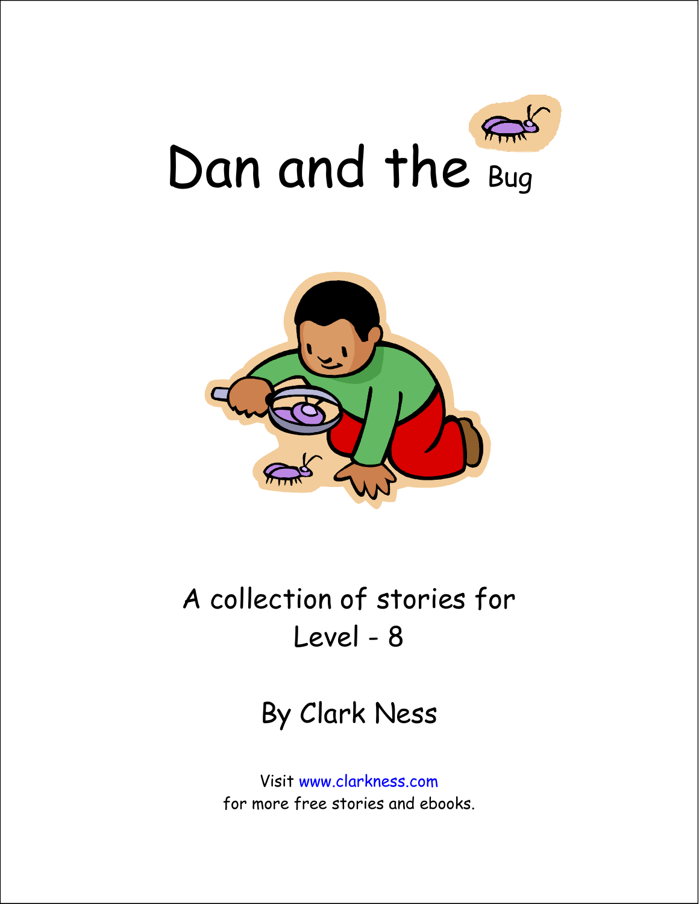# Dan and the Bug

A collection of stories for
Level - 8

By Clark Ness

Visit www.clarkness.com
for more free stories and ebooks.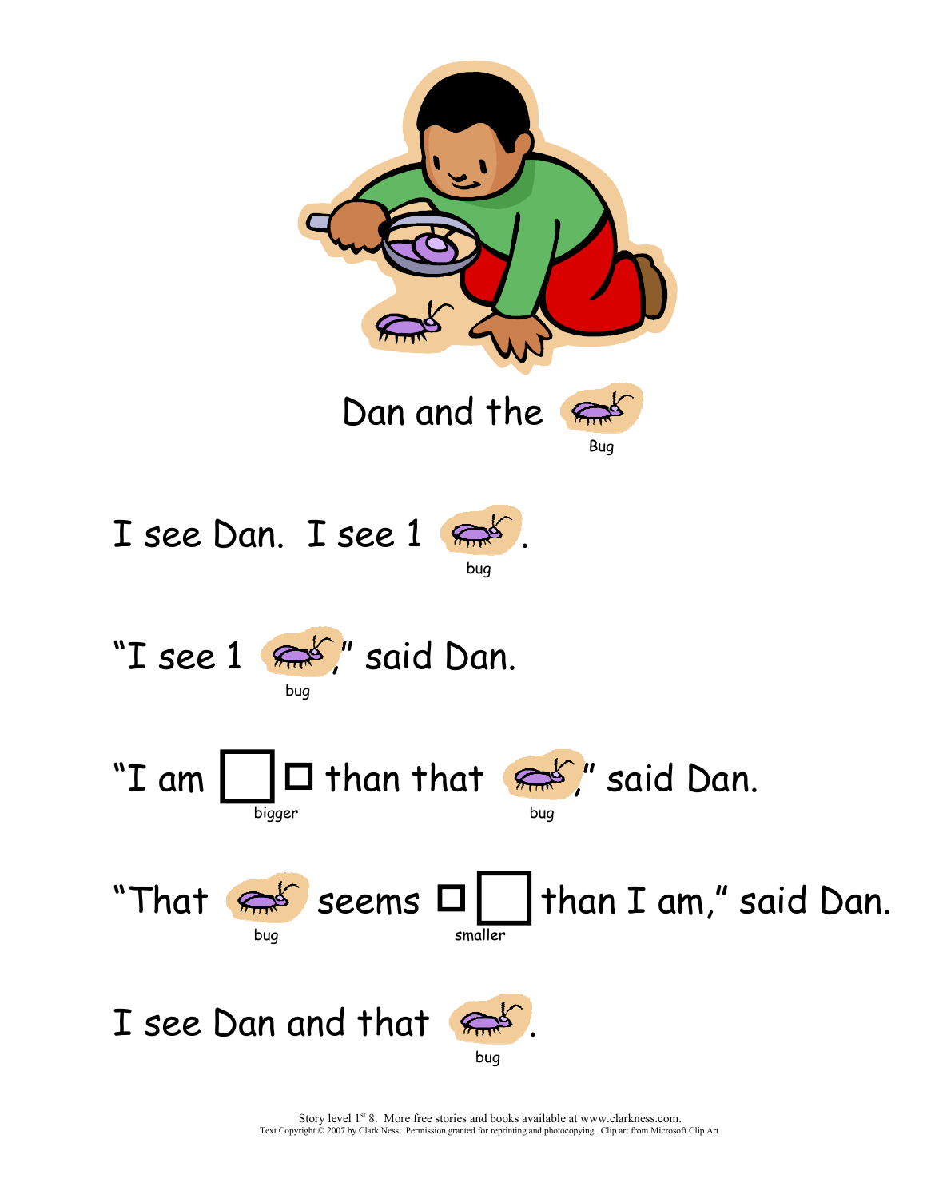# Dan and the Bug

I see Dan. I see 1 bug.

"I see 1 bug," said Dan.

"I am bigger than that bug," said Dan.

"That bug seems smaller than I am," said Dan.

I see Dan and that bug.

Story level 1st 8. More free stories and books available at www.clarkness.com.
Text Copyright © 2007 by Clark Ness. Permission granted for reprinting and photocopying. Clip art from Microsoft Clip Art.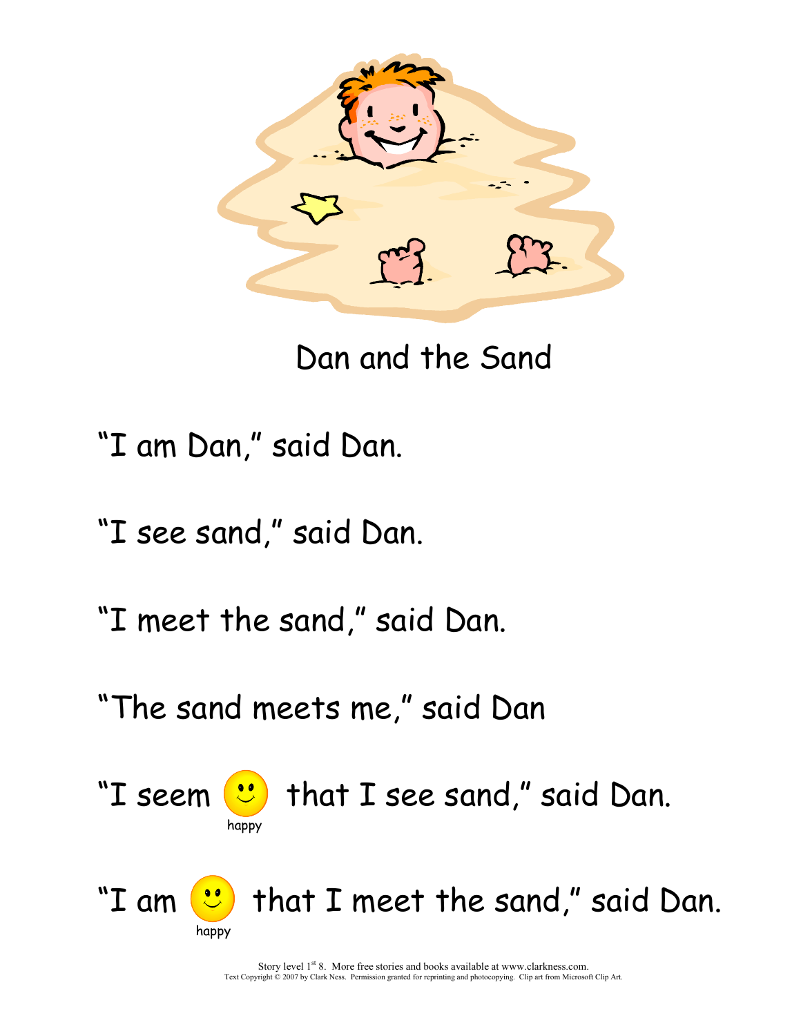# Dan and the Sand

"I am Dan," said Dan.

"I see sand," said Dan.

"I meet the sand," said Dan.

"The sand meets me," said Dan

"I seem happy that I see sand," said Dan.

"I am happy that I meet the sand," said Dan.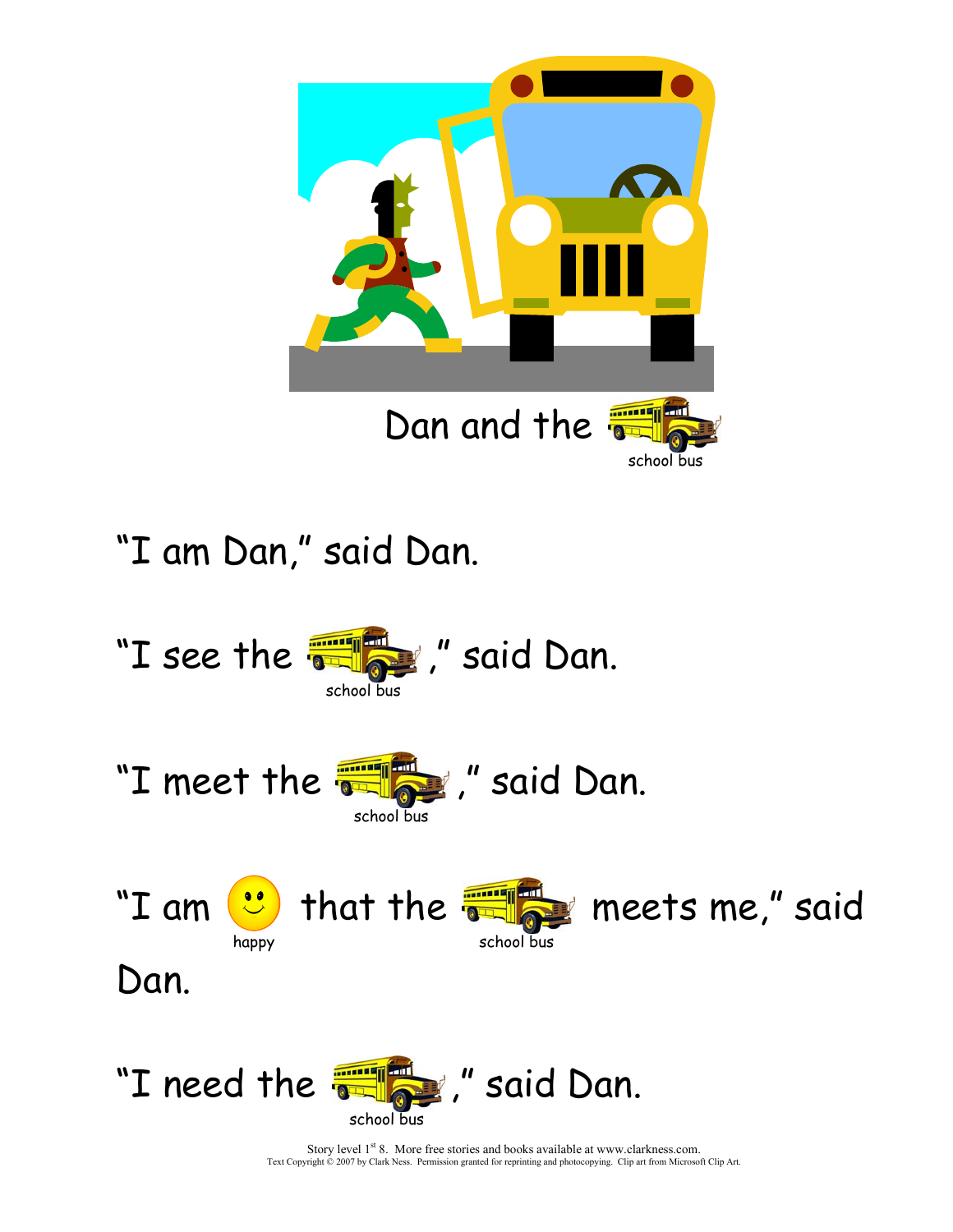# Dan and the school bus

"I am Dan," said Dan.

"I see the school bus," said Dan.

"I meet the school bus," said Dan.

"I am happy that the school bus meets me," said Dan.

"I need the school bus," said Dan.

Story level 1st 8. More free stories and books available at www.clarkness.com.
Text Copyright © 2007 by Clark Ness. Permission granted for reprinting and photocopying. Clip art from Microsoft Clip Art.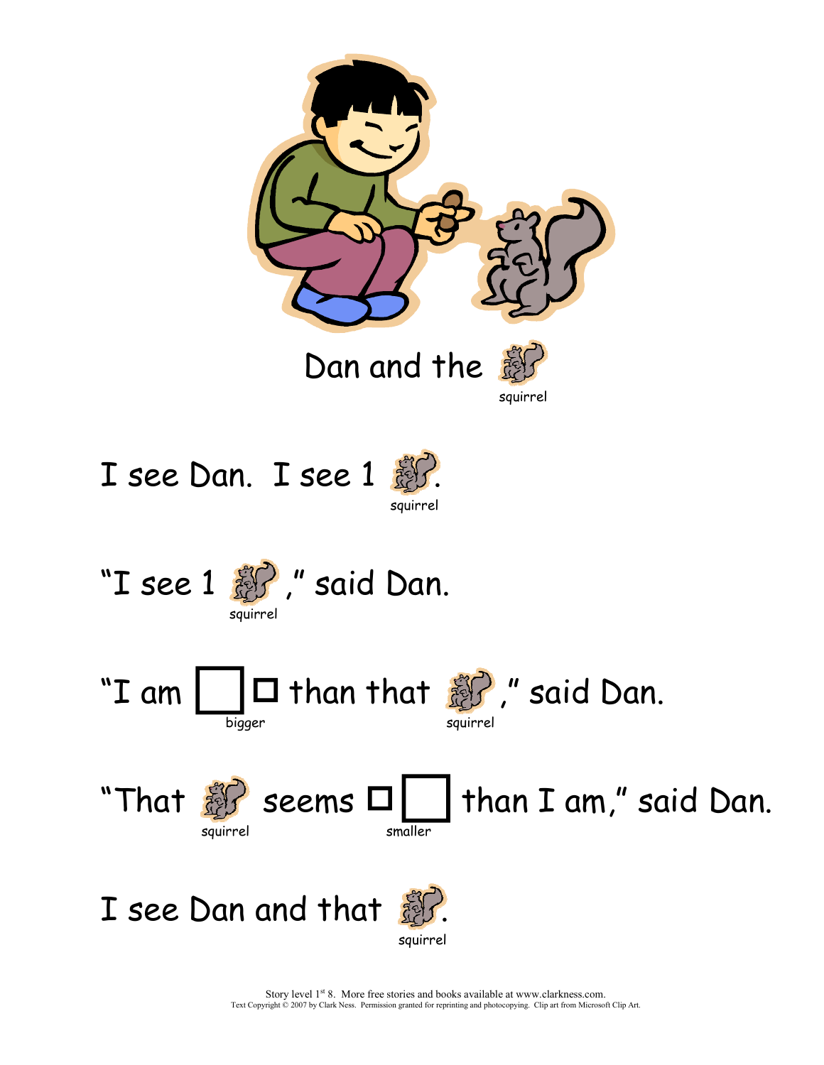# Dan and the squirrel

I see Dan. I see 1 squirrel.

"I see 1 squirrel," said Dan.

"I am bigger than that squirrel," said Dan.

"That squirrel seems smaller than I am," said Dan.

I see Dan and that squirrel.

Story level 1st 8. More free stories and books available at www.clarkness.com.
Text Copyright © 2007 by Clark Ness. Permission granted for reprinting and photocopying. Clip art from Microsoft Clip Art.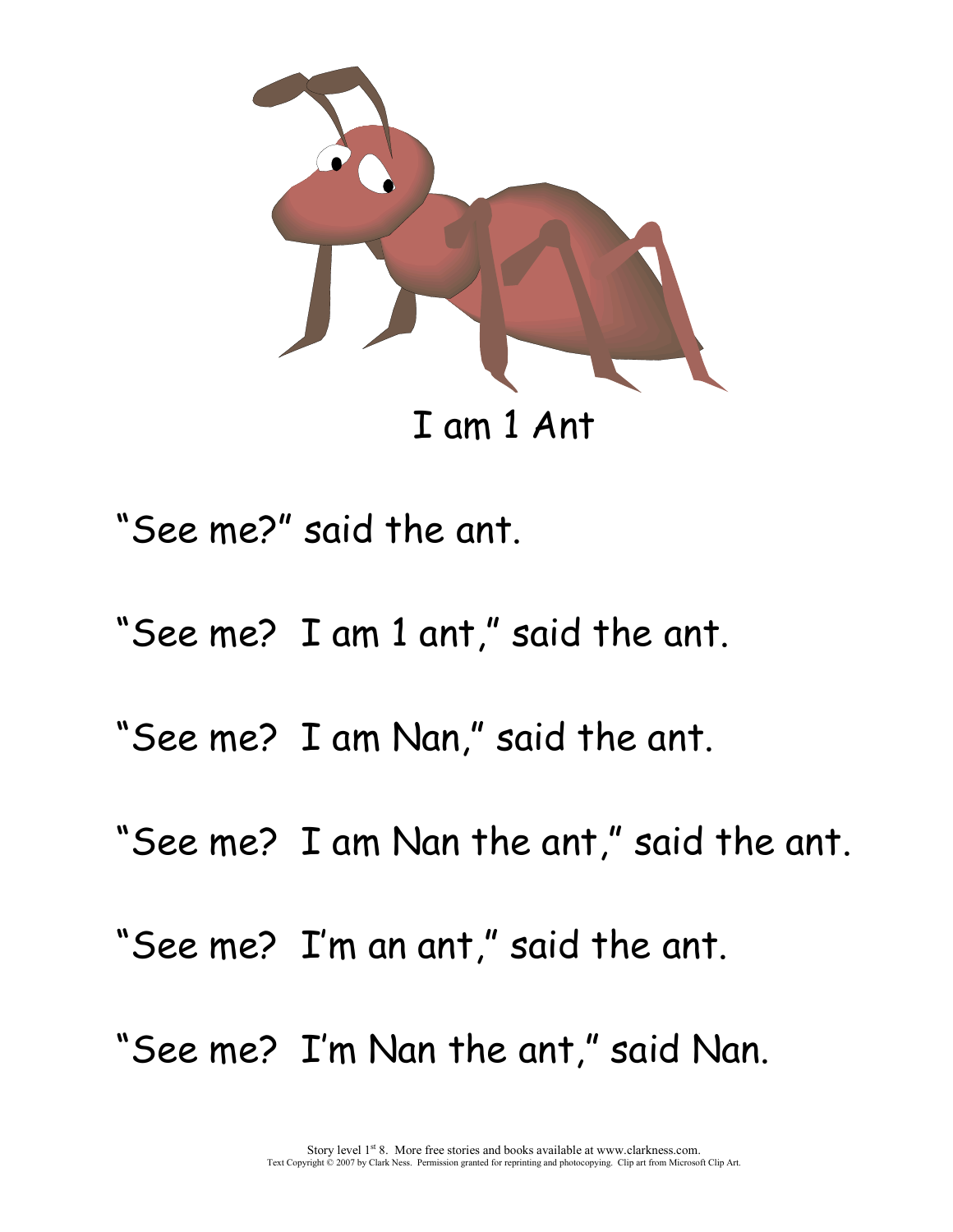# I am 1 Ant

"See me?" said the ant.

"See me? I am 1 ant," said the ant.

"See me? I am Nan," said the ant.

"See me? I am Nan the ant," said the ant.

"See me? I'm an ant," said the ant.

"See me? I'm Nan the ant," said Nan.

Story level 1st 8. More free stories and books available at www.clarkness.com.
Text Copyright © 2007 by Clark Ness. Permission granted for reprinting and photocopying. Clip art from Microsoft Clip Art.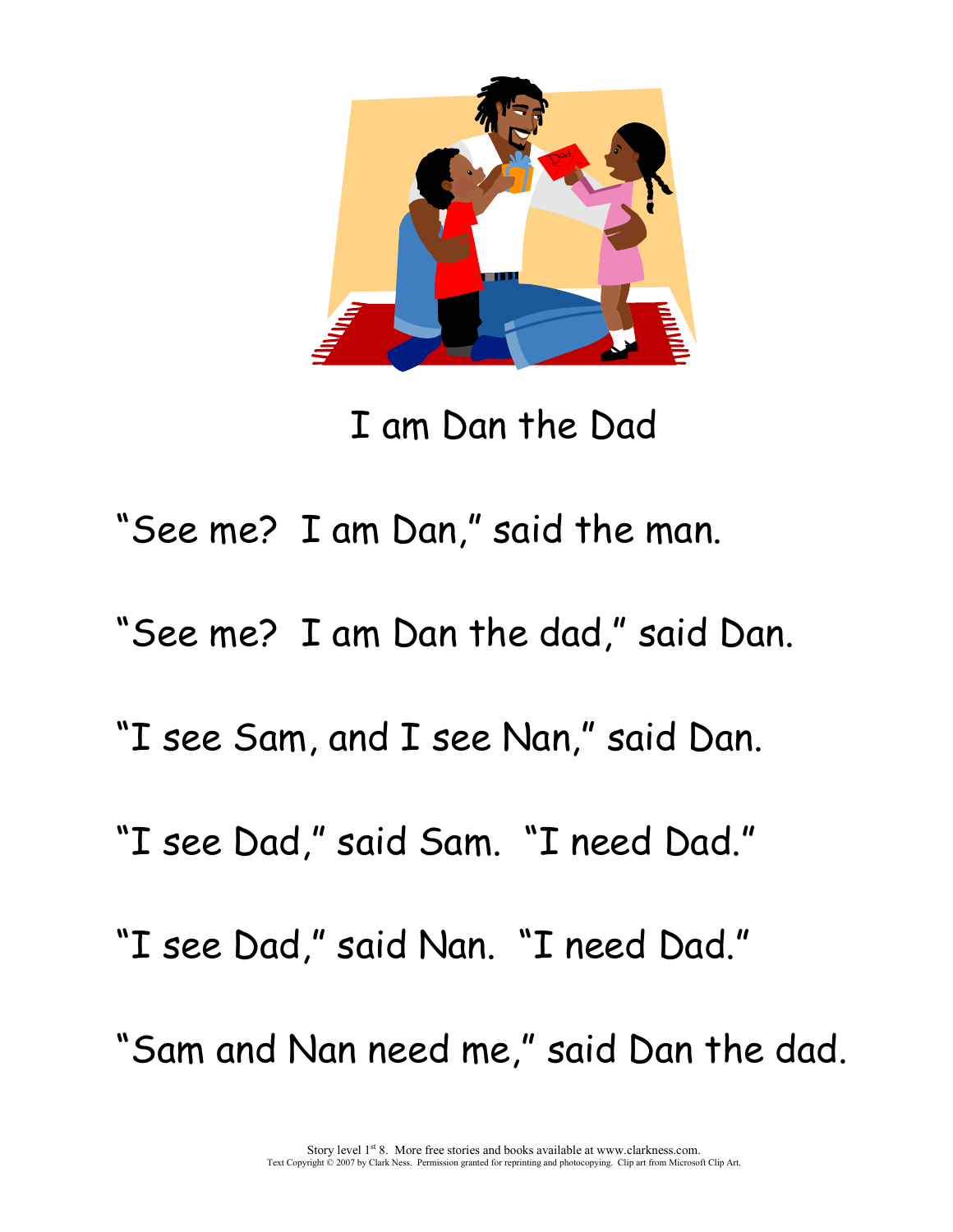# I am Dan the Dad

"See me? I am Dan," said the man.

"See me? I am Dan the dad," said Dan.

"I see Sam, and I see Nan," said Dan.

"I see Dad," said Sam. "I need Dad."

"I see Dad," said Nan. "I need Dad."

"Sam and Nan need me," said Dan the dad.

Story level 1st 8. More free stories and books available at www.clarkness.com.
Text Copyright © 2007 by Clark Ness. Permission granted for reprinting and photocopying. Clip art from Microsoft Clip Art.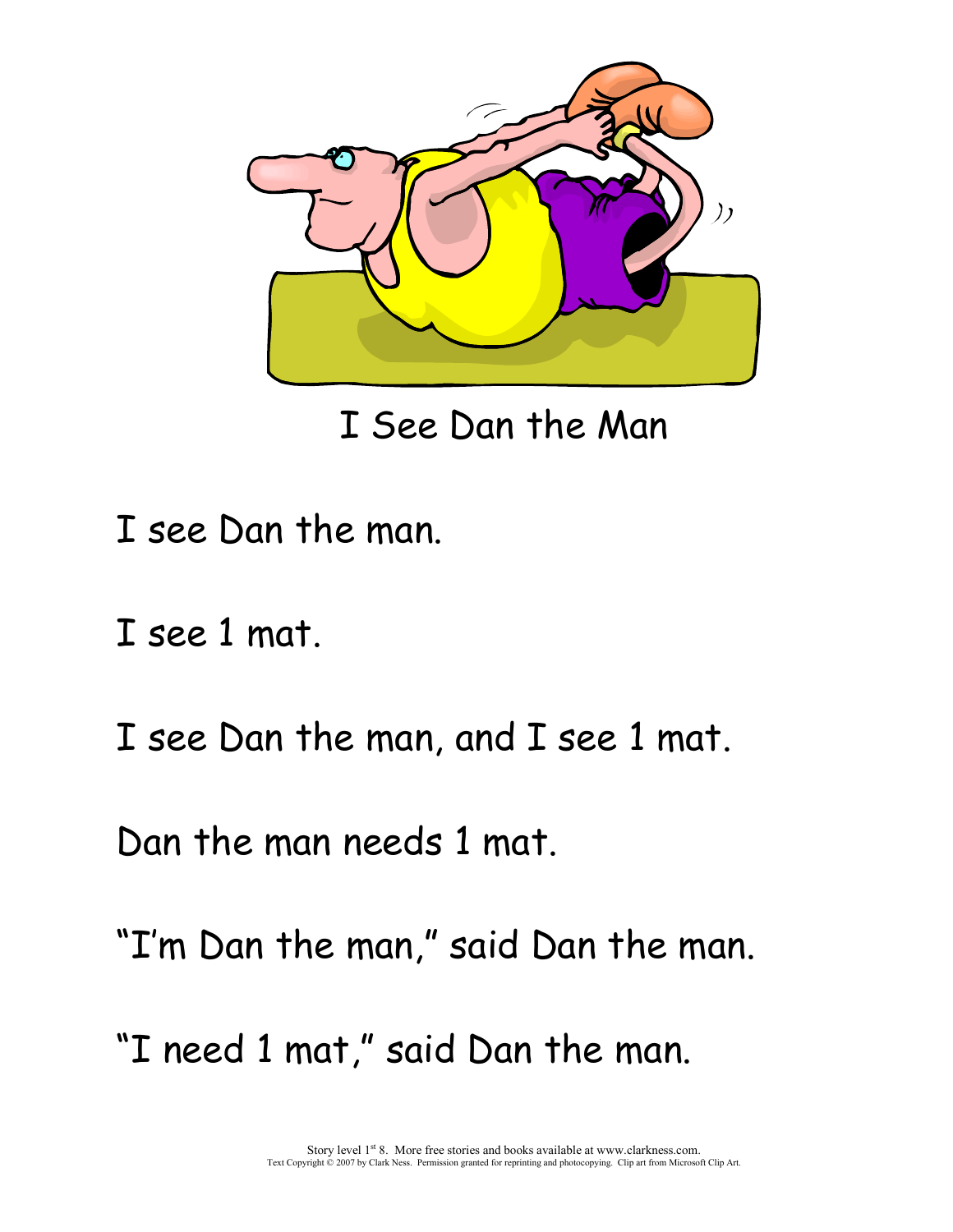# I See Dan the Man

I see Dan the man.

I see 1 mat.

I see Dan the man, and I see 1 mat.

Dan the man needs 1 mat.

"I'm Dan the man," said Dan the man.

"I need 1 mat," said Dan the man.

Story level 1st 8. More free stories and books available at www.clarkness.com.
Text Copyright © 2007 by Clark Ness. Permission granted for reprinting and photocopying. Clip art from Microsoft Clip Art.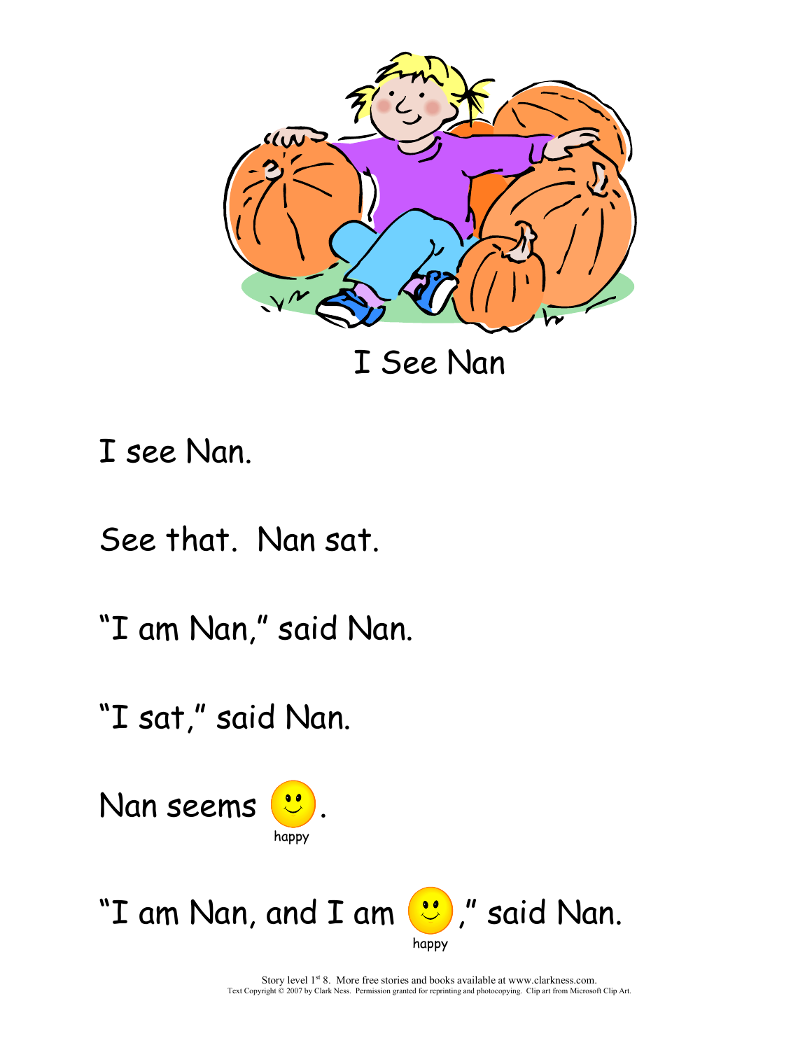# I See Nan

I see Nan.

See that.  Nan sat.

"I am Nan," said Nan.

"I sat," said Nan.

Nan seems happy.

"I am Nan, and I am happy," said Nan.

Story level 1st 8.  More free stories and books available at www.clarkness.com.
Text Copyright © 2007 by Clark Ness.  Permission granted for reprinting and photocopying.  Clip art from Microsoft Clip Art.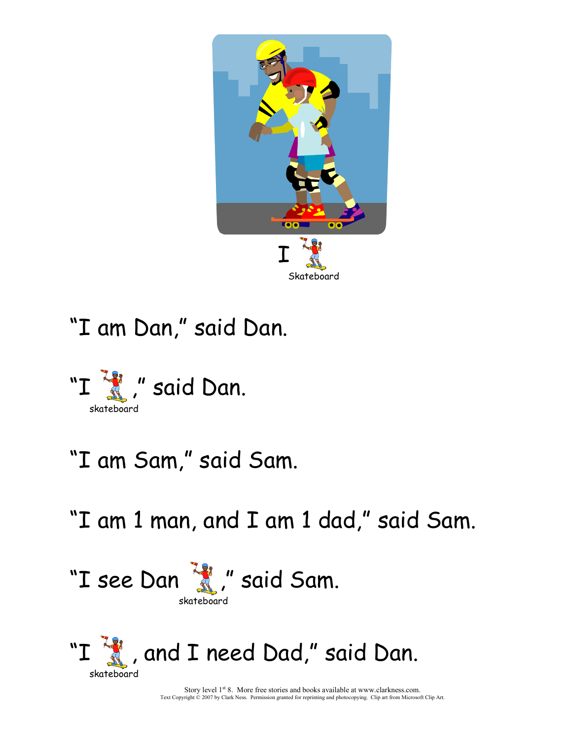I Skateboard

"I am Dan," said Dan.

"I skateboard," said Dan.

"I am Sam," said Sam.

"I am 1 man, and I am 1 dad," said Sam.

"I see Dan skateboard," said Sam.

"I skateboard, and I need Dad," said Dan.

Story level 1st 8. More free stories and books available at www.clarkness.com.
Text Copyright © 2007 by Clark Ness. Permission granted for reprinting and photocopying. Clip art from Microsoft Clip Art.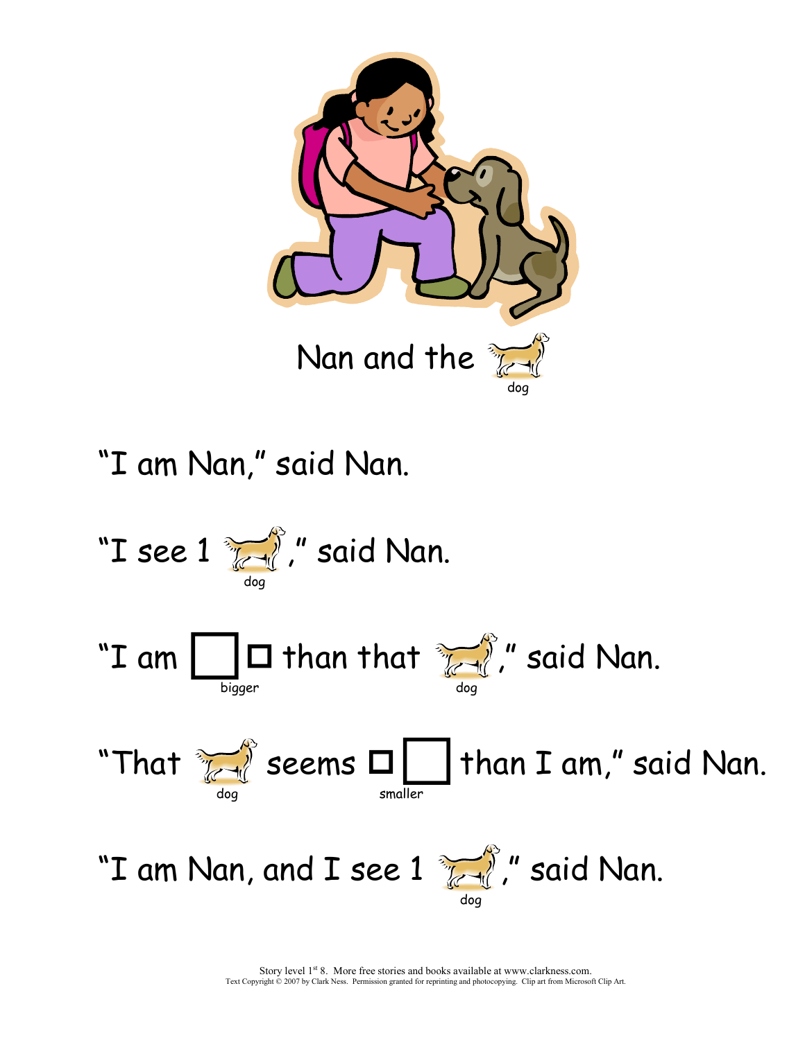# Nan and the dog

"I am Nan," said Nan.

"I see 1 dog," said Nan.

"I am bigger than that dog," said Nan.

"That dog seems smaller than I am," said Nan.

"I am Nan, and I see 1 dog," said Nan.

Story level 1[st] 8. More free stories and books available at www.clarkness.com.
Text Copyright © 2007 by Clark Ness. Permission granted for reprinting and photocopying. Clip art from Microsoft Clip Art.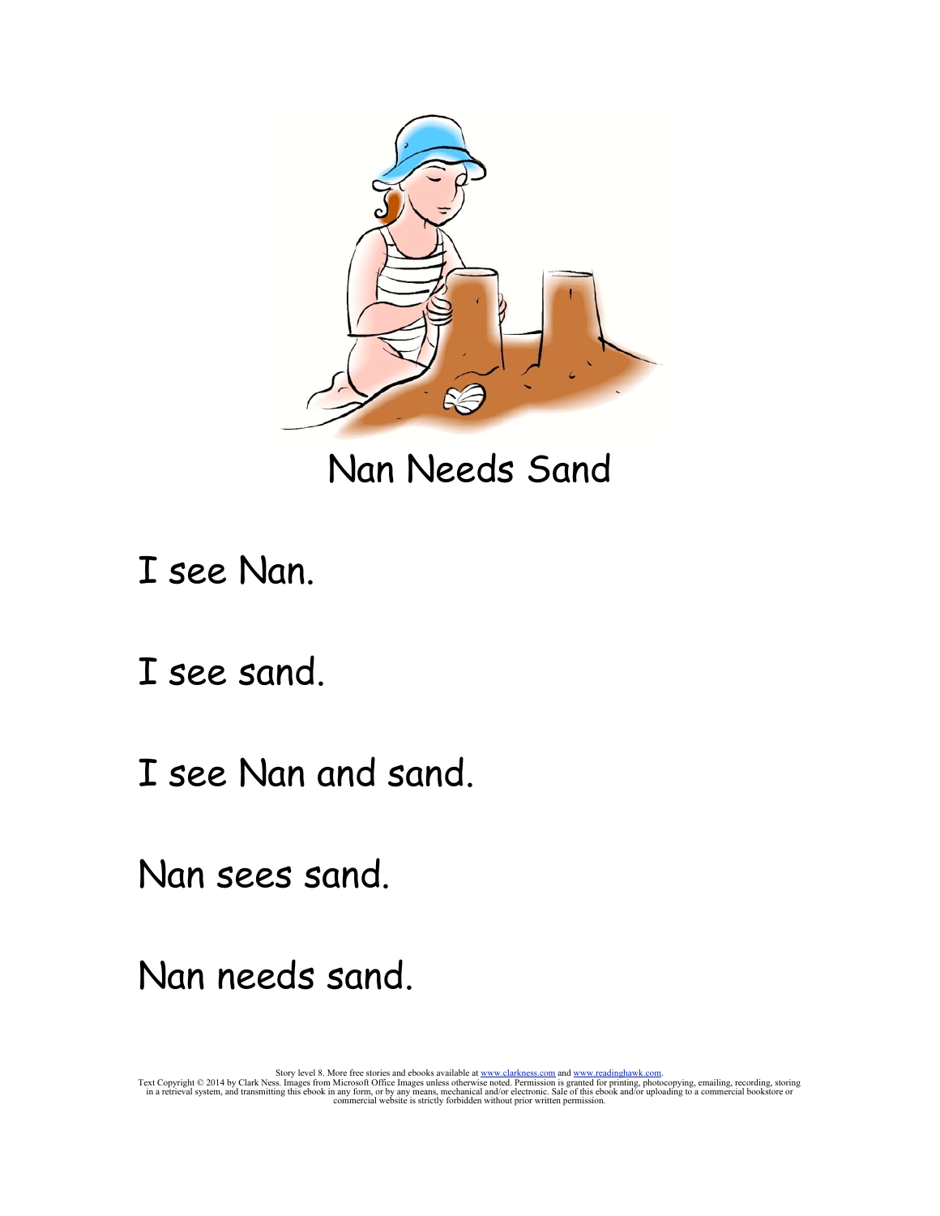# Nan Needs Sand

I see Nan.

I see sand.

I see Nan and sand.

Nan sees sand.

Nan needs sand.

Story level 8. More free stories and ebooks available at www.clarkness.com and www.readinghawk.com.
Text Copyright © 2014 by Clark Ness. Images from Microsoft Office Images unless otherwise noted. Permission is granted for printing, photocopying, emailing, recording, storing in a retrieval system, and transmitting this ebook in any form, or by any means, mechanical and/or electronic. Sale of this ebook and/or uploading to a commercial bookstore or commercial website is strictly forbidden without prior written permission.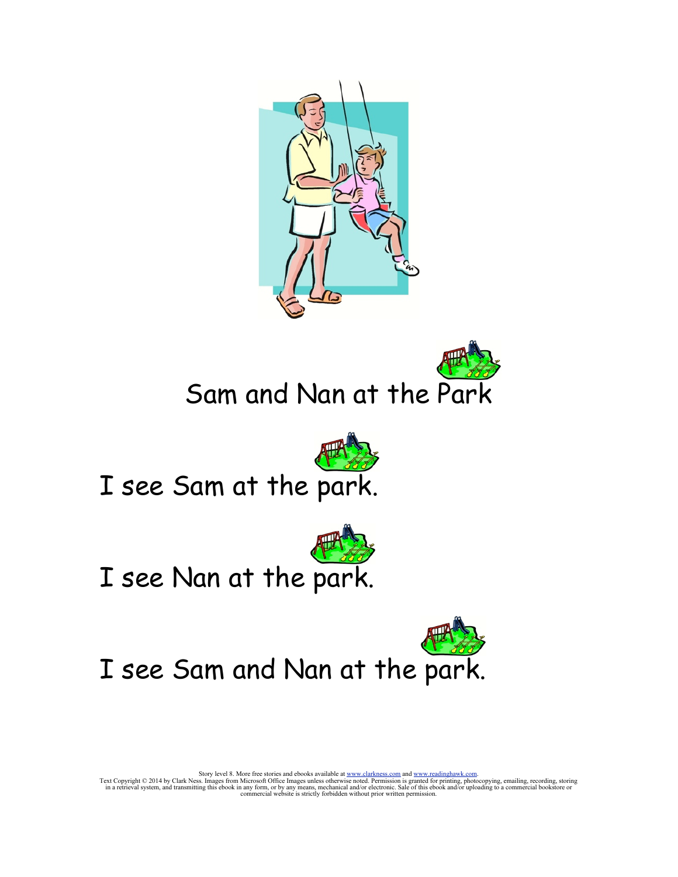## Sam and Nan at the Park

I see Sam at the park.

I see Nan at the park.

I see Sam and Nan at the park.

Story level 8. More free stories and ebooks available at www.clarkness.com and www.readinghawk.com.
Text Copyright © 2014 by Clark Ness. Images from Microsoft Office Images unless otherwise noted. Permission is granted for printing, photocopying, emailing, recording, storing in a retrieval system, and transmitting this ebook in any form, or by any means, mechanical and/or electronic. Sale of this ebook and/or uploading to a commercial bookstore or commercial website is strictly forbidden without prior written permission.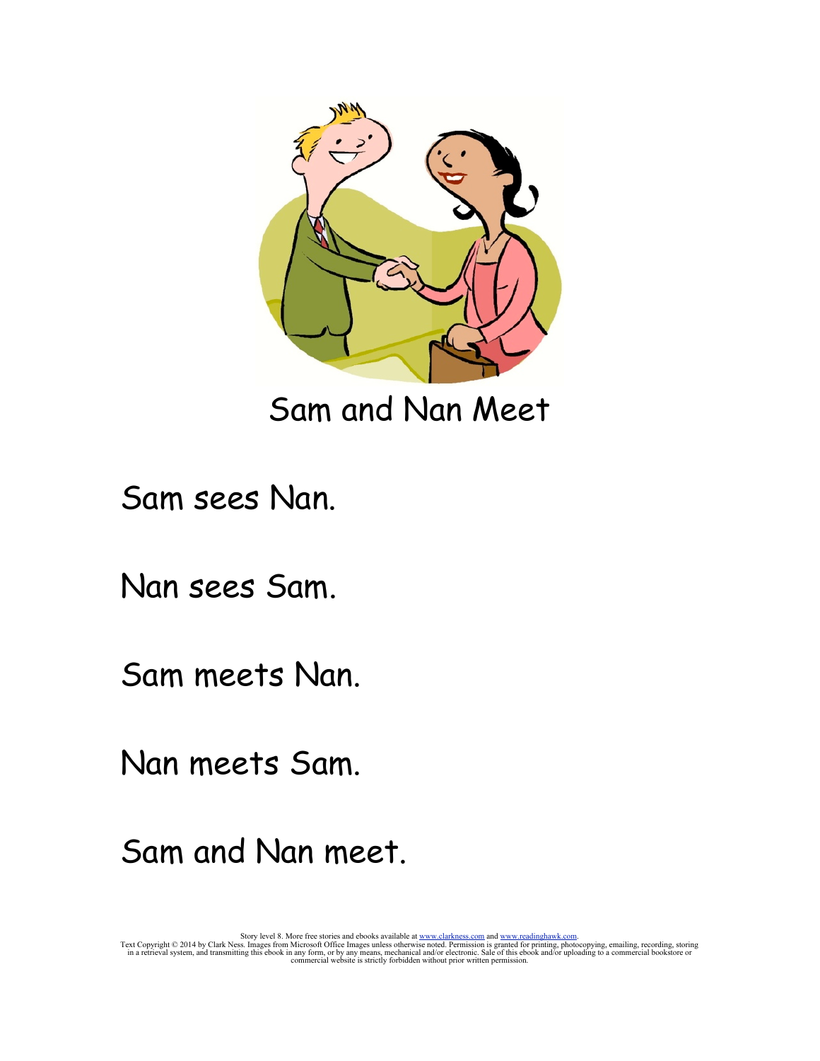# Sam and Nan Meet

Sam sees Nan.

Nan sees Sam.

Sam meets Nan.

Nan meets Sam.

Sam and Nan meet.

Story level 8. More free stories and ebooks available at www.clarkness.com and www.readinghawk.com.
Text Copyright © 2014 by Clark Ness. Images from Microsoft Office Images unless otherwise noted. Permission is granted for printing, photocopying, emailing, recording, storing in a retrieval system, and transmitting this ebook in any form, or by any means, mechanical and/or electronic. Sale of this ebook and/or uploading to a commercial bookstore or commercial website is strictly forbidden without prior written permission.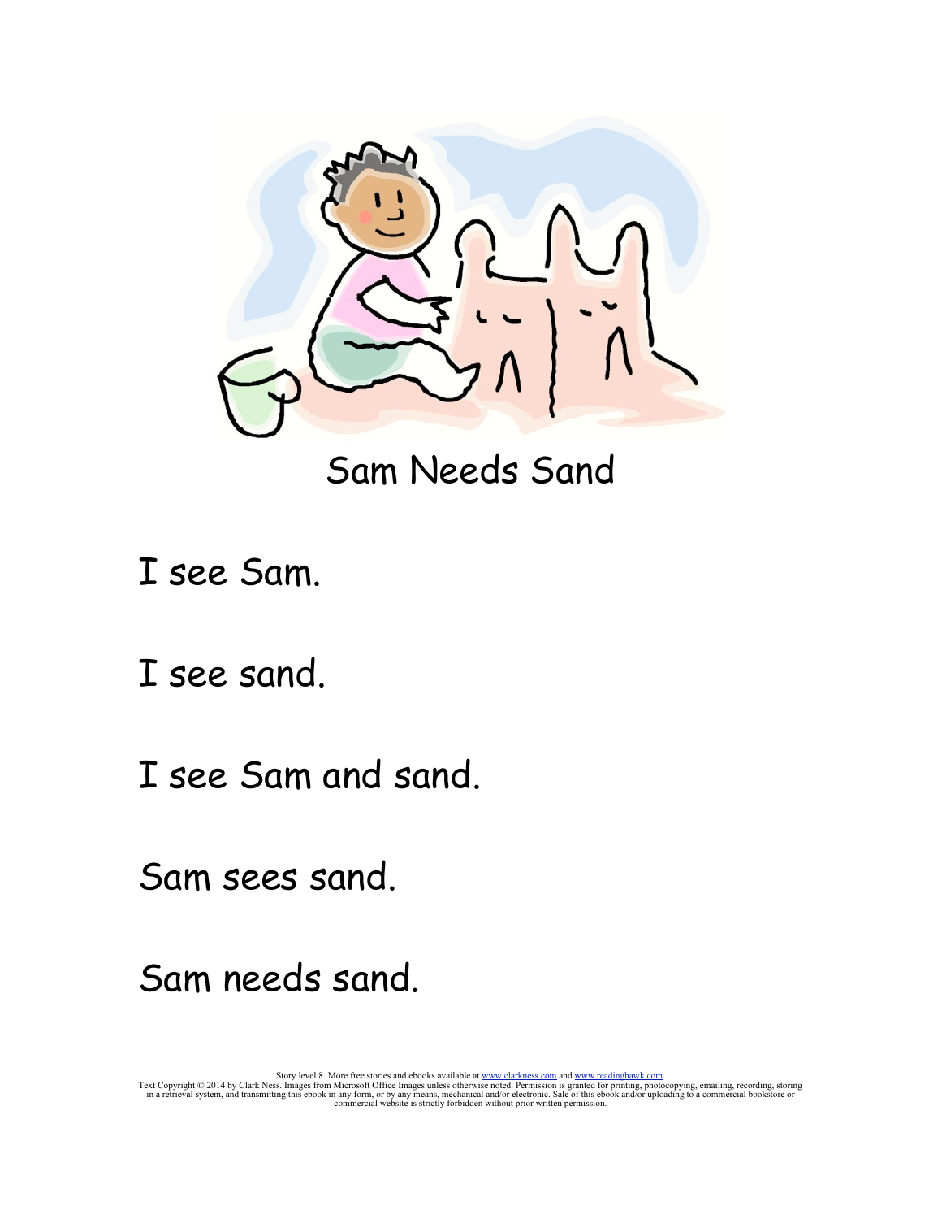# Sam Needs Sand

I see Sam.

I see sand.

I see Sam and sand.

Sam sees sand.

Sam needs sand.

Story level 8. More free stories and ebooks available at www.clarkness.com and www.readinghawk.com.
Text Copyright © 2014 by Clark Ness. Images from Microsoft Office Images unless otherwise noted. Permission is granted for printing, photocopying, emailing, recording, storing in a retrieval system, and transmitting this ebook in any form, or by any means, mechanical and/or electronic. Sale of this ebook and/or uploading to a commercial bookstore or commercial website is strictly forbidden without prior written permission.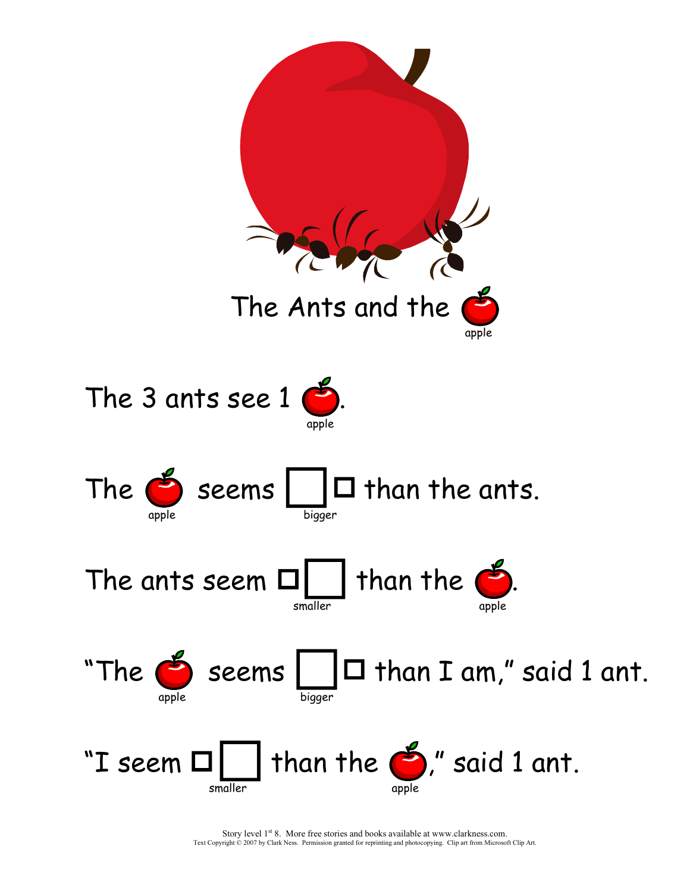# The Ants and the apple

The 3 ants see 1 apple.

The apple seems bigger than the ants.

The ants seem smaller than the apple.

"The apple seems bigger than I am," said 1 ant.

"I seem smaller than the apple," said 1 ant.

Story level 1st 8. More free stories and books available at www.clarkness.com.
Text Copyright © 2007 by Clark Ness. Permission granted for reprinting and photocopying. Clip art from Microsoft Clip Art.